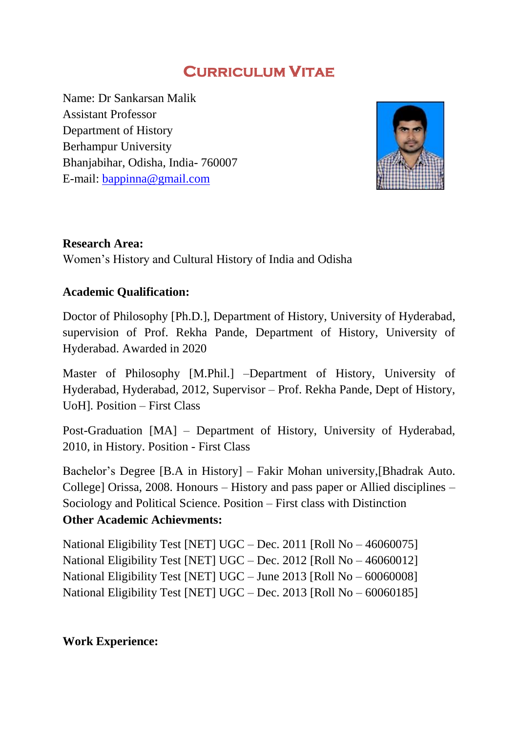# CURRICULUM VITAE

Name: Dr Sankarsan Malik
Assistant Professor
Department of History
Berhampur University
Bhanjabihar, Odisha, India- 760007
E-mail: bappinna@gmail.com

**Research Area:**
Women's History and Cultural History of India and Odisha

**Academic Qualification:**

Doctor of Philosophy [Ph.D.], Department of History, University of Hyderabad, supervision of Prof. Rekha Pande, Department of History, University of Hyderabad. Awarded in 2020

Master of Philosophy [M.Phil.] –Department of History, University of Hyderabad, Hyderabad, 2012, Supervisor – Prof. Rekha Pande, Dept of History, UoH]. Position – First Class

Post-Graduation [MA] – Department of History, University of Hyderabad, 2010, in History. Position - First Class

Bachelor's Degree [B.A in History] – Fakir Mohan university,[Bhadrak Auto. College] Orissa, 2008. Honours – History and pass paper or Allied disciplines – Sociology and Political Science. Position – First class with Distinction

**Other Academic Achievments:**

National Eligibility Test [NET] UGC – Dec. 2011 [Roll No – 46060075]
National Eligibility Test [NET] UGC – Dec. 2012 [Roll No – 46060012]
National Eligibility Test [NET] UGC – June 2013 [Roll No – 60060008]
National Eligibility Test [NET] UGC – Dec. 2013 [Roll No – 60060185]

**Work Experience:**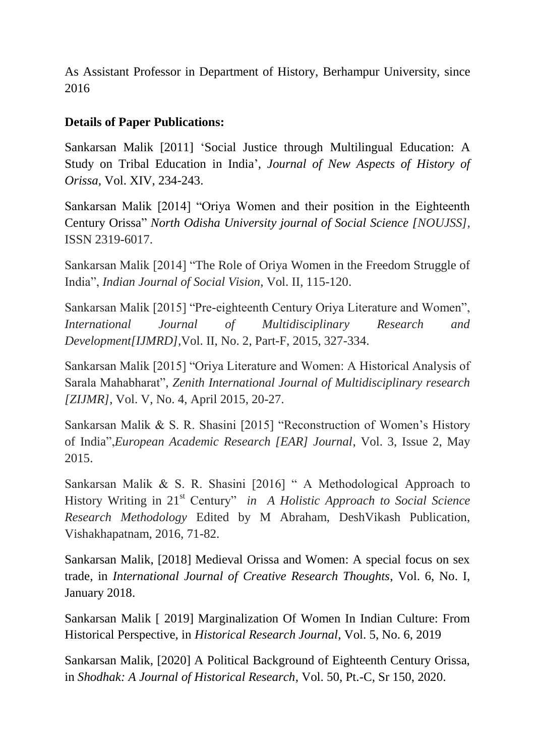As Assistant Professor in Department of History, Berhampur University, since 2016

**Details of Paper Publications:**

Sankarsan Malik [2011] 'Social Justice through Multilingual Education: A Study on Tribal Education in India', *Journal of New Aspects of History of Orissa*, Vol. XIV, 234-243.

Sankarsan Malik [2014] "Oriya Women and their position in the Eighteenth Century Orissa" *North Odisha University journal of Social Science [NOUJSS]*, ISSN 2319-6017.

Sankarsan Malik [2014] "The Role of Oriya Women in the Freedom Struggle of India", *Indian Journal of Social Vision*, Vol. II, 115-120.

Sankarsan Malik [2015] "Pre-eighteenth Century Oriya Literature and Women", *International Journal of Multidisciplinary Research and Development[IJMRD]*,Vol. II, No. 2, Part-F, 2015, 327-334.

Sankarsan Malik [2015] "Oriya Literature and Women: A Historical Analysis of Sarala Mahabharat", *Zenith International Journal of Multidisciplinary research [ZIJMR]*, Vol. V, No. 4, April 2015, 20-27.

Sankarsan Malik & S. R. Shasini [2015] "Reconstruction of Women's History of India",*European Academic Research [EAR] Journal*, Vol. 3, Issue 2, May 2015.

Sankarsan Malik & S. R. Shasini [2016] " A Methodological Approach to History Writing in 21st Century" *in A Holistic Approach to Social Science Research Methodology* Edited by M Abraham, DeshVikash Publication, Vishakhapatnam, 2016, 71-82.

Sankarsan Malik, [2018] Medieval Orissa and Women: A special focus on sex trade, in *International Journal of Creative Research Thoughts*, Vol. 6, No. I, January 2018.

Sankarsan Malik [ 2019] Marginalization Of Women In Indian Culture: From Historical Perspective, in *Historical Research Journal*, Vol. 5, No. 6, 2019

Sankarsan Malik, [2020] A Political Background of Eighteenth Century Orissa, in *Shodhak: A Journal of Historical Research*, Vol. 50, Pt.-C, Sr 150, 2020.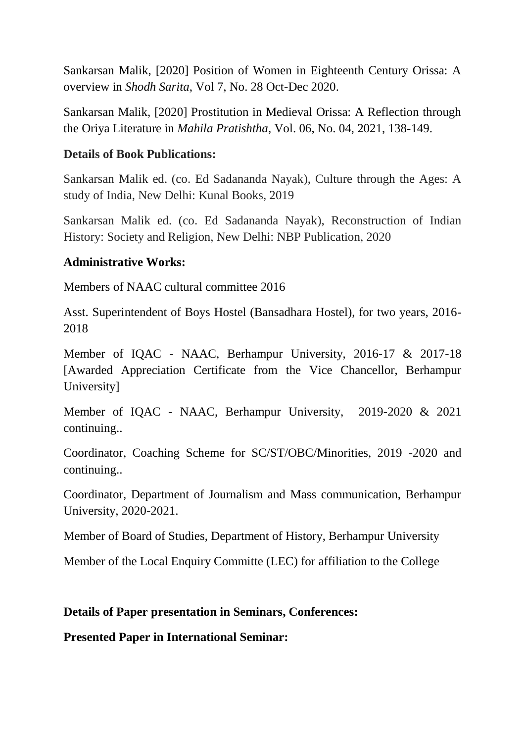Sankarsan Malik, [2020] Position of Women in Eighteenth Century Orissa: A overview in *Shodh Sarita*, Vol 7, No. 28 Oct-Dec 2020.

Sankarsan Malik, [2020] Prostitution in Medieval Orissa: A Reflection through the Oriya Literature in *Mahila Pratishtha*, Vol. 06, No. 04, 2021, 138-149.

**Details of Book Publications:**

Sankarsan Malik ed. (co. Ed Sadananda Nayak), Culture through the Ages: A study of India, New Delhi: Kunal Books, 2019

Sankarsan Malik ed. (co. Ed Sadananda Nayak), Reconstruction of Indian History: Society and Religion, New Delhi: NBP Publication, 2020

**Administrative Works:**

Members of NAAC cultural committee 2016

Asst. Superintendent of Boys Hostel (Bansadhara Hostel), for two years, 2016-2018

Member of IQAC - NAAC, Berhampur University, 2016-17 & 2017-18 [Awarded Appreciation Certificate from the Vice Chancellor, Berhampur University]

Member of IQAC - NAAC, Berhampur University, 2019-2020 & 2021 continuing..

Coordinator, Coaching Scheme for SC/ST/OBC/Minorities, 2019 -2020 and continuing..

Coordinator, Department of Journalism and Mass communication, Berhampur University, 2020-2021.

Member of Board of Studies, Department of History, Berhampur University

Member of the Local Enquiry Committe (LEC) for affiliation to the College

**Details of Paper presentation in Seminars, Conferences:**

**Presented Paper in International Seminar:**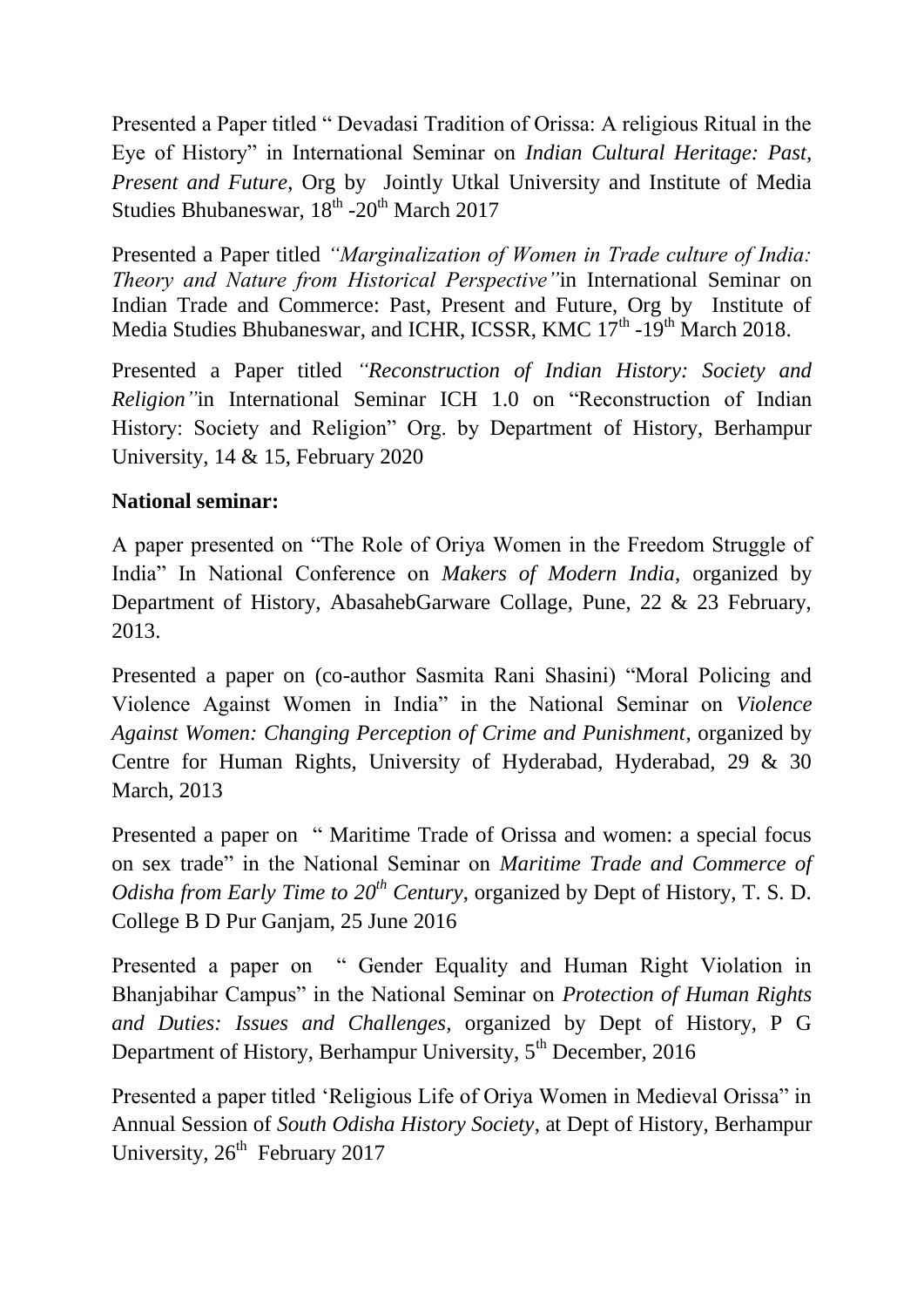Presented a Paper titled " Devadasi Tradition of Orissa: A religious Ritual in the Eye of History" in International Seminar on *Indian Cultural Heritage: Past, Present and Future*, Org by Jointly Utkal University and Institute of Media Studies Bhubaneswar, 18th -20th March 2017

Presented a Paper titled *"Marginalization of Women in Trade culture of India: Theory and Nature from Historical Perspective"*in International Seminar on Indian Trade and Commerce: Past, Present and Future, Org by Institute of Media Studies Bhubaneswar, and ICHR, ICSSR, KMC 17th -19th March 2018.

Presented a Paper titled *"Reconstruction of Indian History: Society and Religion"*in International Seminar ICH 1.0 on "Reconstruction of Indian History: Society and Religion" Org. by Department of History, Berhampur University, 14 & 15, February 2020

**National seminar:**

A paper presented on "The Role of Oriya Women in the Freedom Struggle of India" In National Conference on *Makers of Modern India*, organized by Department of History, AbasahebGarware Collage, Pune, 22 & 23 February, 2013.

Presented a paper on (co-author Sasmita Rani Shasini) "Moral Policing and Violence Against Women in India" in the National Seminar on *Violence Against Women: Changing Perception of Crime and Punishment*, organized by Centre for Human Rights, University of Hyderabad, Hyderabad, 29 & 30 March, 2013

Presented a paper on " Maritime Trade of Orissa and women: a special focus on sex trade" in the National Seminar on *Maritime Trade and Commerce of Odisha from Early Time to 20th Century*, organized by Dept of History, T. S. D. College B D Pur Ganjam, 25 June 2016

Presented a paper on " Gender Equality and Human Right Violation in Bhanjabihar Campus" in the National Seminar on *Protection of Human Rights and Duties: Issues and Challenges*, organized by Dept of History, P G Department of History, Berhampur University, 5th December, 2016

Presented a paper titled 'Religious Life of Oriya Women in Medieval Orissa" in Annual Session of *South Odisha History Society*, at Dept of History, Berhampur University, 26th February 2017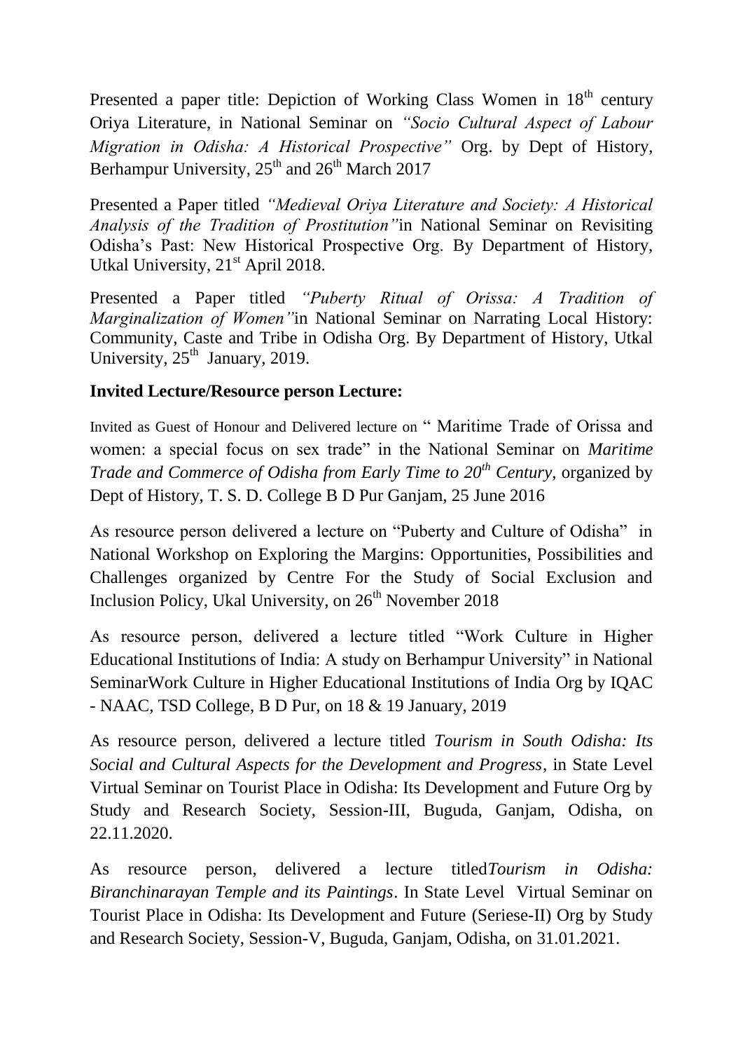Presented a paper title: Depiction of Working Class Women in 18th century Oriya Literature, in National Seminar on *"Socio Cultural Aspect of Labour Migration in Odisha: A Historical Prospective"* Org. by Dept of History, Berhampur University, 25th and 26th March 2017

Presented a Paper titled *"Medieval Oriya Literature and Society: A Historical Analysis of the Tradition of Prostitution"*in National Seminar on Revisiting Odisha's Past: New Historical Prospective Org. By Department of History, Utkal University, 21st April 2018.

Presented a Paper titled *"Puberty Ritual of Orissa: A Tradition of Marginalization of Women"*in National Seminar on Narrating Local History: Community, Caste and Tribe in Odisha Org. By Department of History, Utkal University, 25th January, 2019.

**Invited Lecture/Resource person Lecture:**

Invited as Guest of Honour and Delivered lecture on " Maritime Trade of Orissa and women: a special focus on sex trade" in the National Seminar on *Maritime Trade and Commerce of Odisha from Early Time to 20th Century*, organized by Dept of History, T. S. D. College B D Pur Ganjam, 25 June 2016

As resource person delivered a lecture on "Puberty and Culture of Odisha" in National Workshop on Exploring the Margins: Opportunities, Possibilities and Challenges organized by Centre For the Study of Social Exclusion and Inclusion Policy, Ukal University, on 26th November 2018

As resource person, delivered a lecture titled "Work Culture in Higher Educational Institutions of India: A study on Berhampur University" in National SeminarWork Culture in Higher Educational Institutions of India Org by IQAC - NAAC, TSD College, B D Pur, on 18 & 19 January, 2019

As resource person, delivered a lecture titled *Tourism in South Odisha: Its Social and Cultural Aspects for the Development and Progress*, in State Level Virtual Seminar on Tourist Place in Odisha: Its Development and Future Org by Study and Research Society, Session-III, Buguda, Ganjam, Odisha, on 22.11.2020.

As resource person, delivered a lecture titled*Tourism in Odisha: Biranchinarayan Temple and its Paintings*. In State Level Virtual Seminar on Tourist Place in Odisha: Its Development and Future (Seriese-II) Org by Study and Research Society, Session-V, Buguda, Ganjam, Odisha, on 31.01.2021.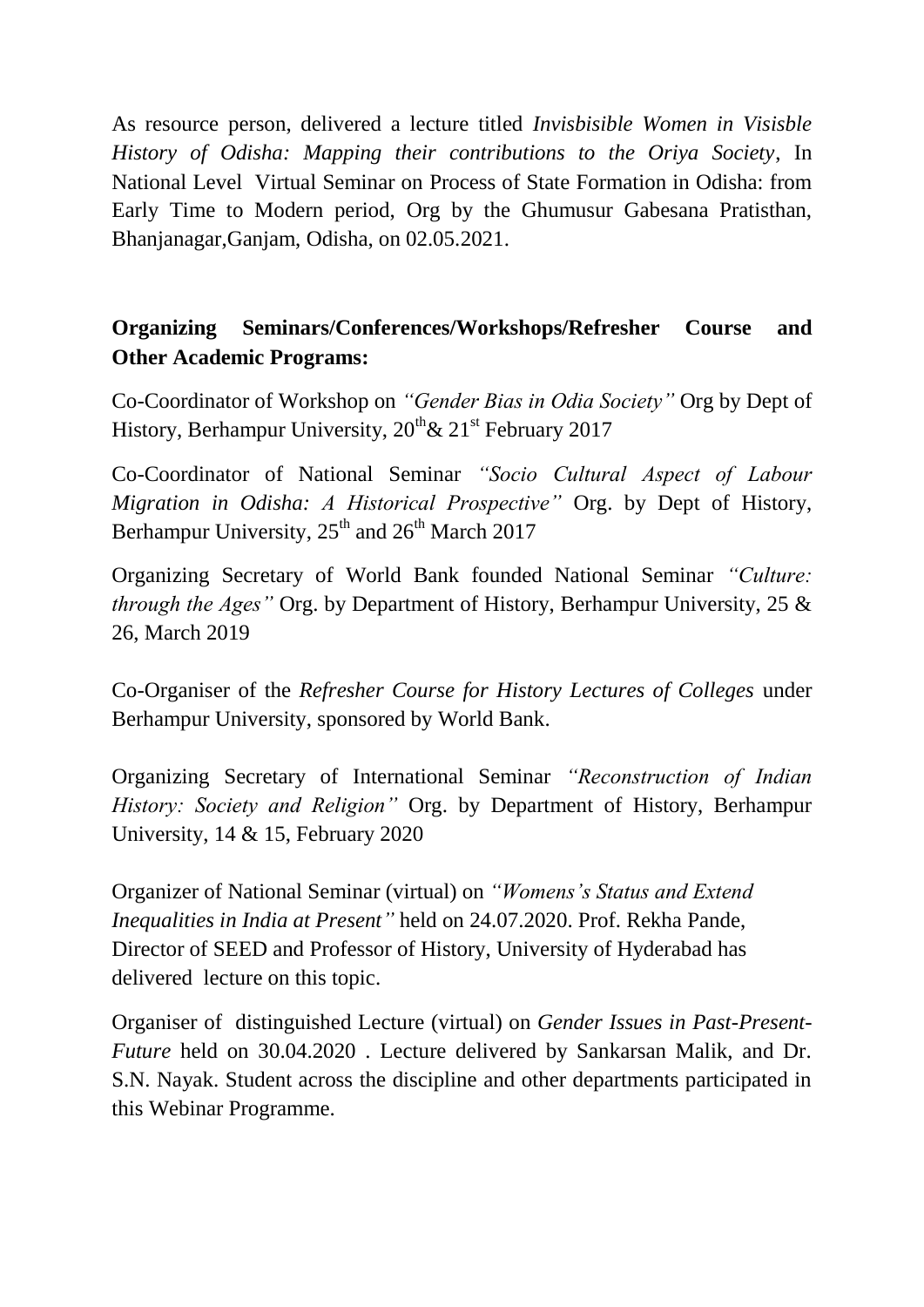As resource person, delivered a lecture titled *Invisbisible Women in Visisble History of Odisha: Mapping their contributions to the Oriya Society*, In National Level Virtual Seminar on Process of State Formation in Odisha: from Early Time to Modern period, Org by the Ghumusur Gabesana Pratisthan, Bhanjanagar,Ganjam, Odisha, on 02.05.2021.

**Organizing Seminars/Conferences/Workshops/Refresher Course and Other Academic Programs:**

Co-Coordinator of Workshop on *"Gender Bias in Odia Society"* Org by Dept of History, Berhampur University, 20th& 21st February 2017

Co-Coordinator of National Seminar *"Socio Cultural Aspect of Labour Migration in Odisha: A Historical Prospective"* Org. by Dept of History, Berhampur University, 25th and 26th March 2017

Organizing Secretary of World Bank founded National Seminar *"Culture: through the Ages"* Org. by Department of History, Berhampur University, 25 & 26, March 2019

Co-Organiser of the *Refresher Course for History Lectures of Colleges* under Berhampur University, sponsored by World Bank.

Organizing Secretary of International Seminar *"Reconstruction of Indian History: Society and Religion"* Org. by Department of History, Berhampur University, 14 & 15, February 2020

Organizer of National Seminar (virtual) on *"Womens's Status and Extend Inequalities in India at Present"* held on 24.07.2020. Prof. Rekha Pande, Director of SEED and Professor of History, University of Hyderabad has delivered lecture on this topic.

Organiser of distinguished Lecture (virtual) on *Gender Issues in Past-Present-Future* held on 30.04.2020 . Lecture delivered by Sankarsan Malik, and Dr. S.N. Nayak. Student across the discipline and other departments participated in this Webinar Programme.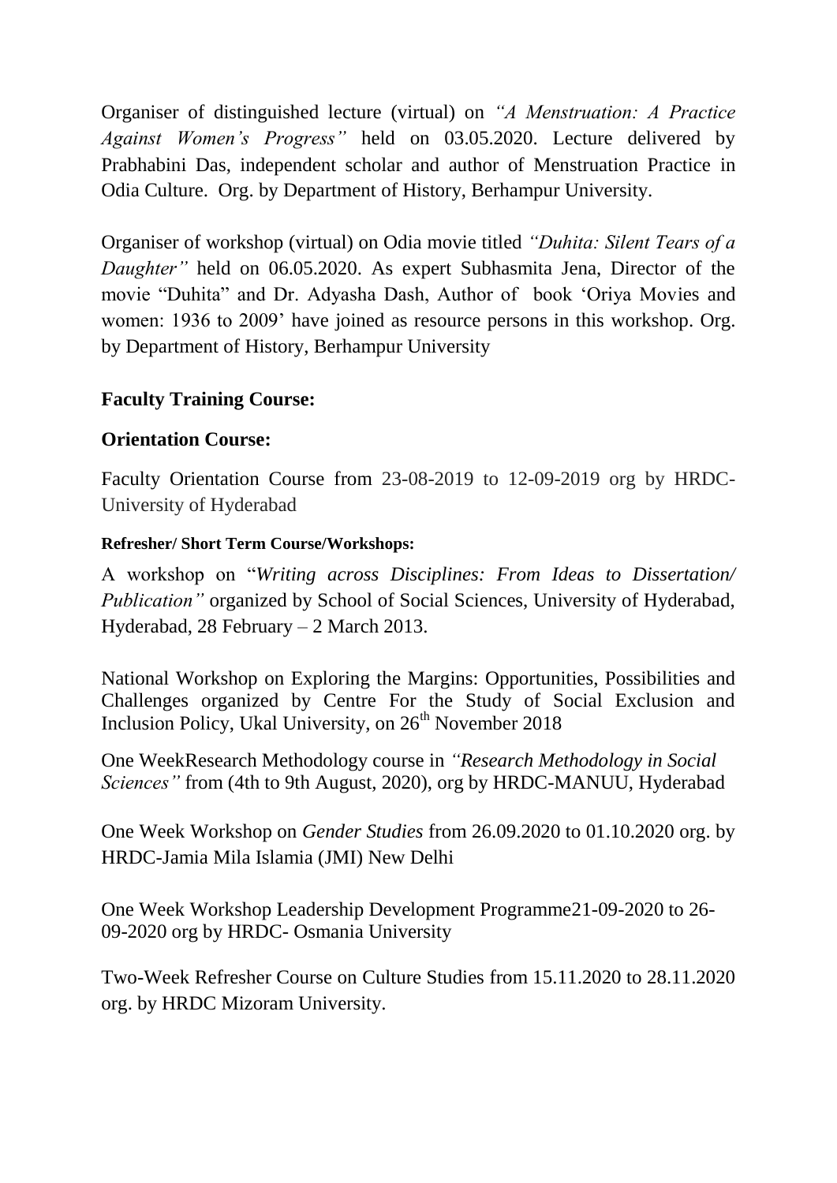Organiser of distinguished lecture (virtual) on *"A Menstruation: A Practice Against Women's Progress"* held on 03.05.2020. Lecture delivered by Prabhabini Das, independent scholar and author of Menstruation Practice in Odia Culture. Org. by Department of History, Berhampur University.

Organiser of workshop (virtual) on Odia movie titled *"Duhita: Silent Tears of a Daughter"* held on 06.05.2020. As expert Subhasmita Jena, Director of the movie "Duhita" and Dr. Adyasha Dash, Author of book 'Oriya Movies and women: 1936 to 2009' have joined as resource persons in this workshop. Org. by Department of History, Berhampur University

### Faculty Training Course:

### Orientation Course:

Faculty Orientation Course from 23-08-2019 to 12-09-2019 org by HRDC-University of Hyderabad

#### Refresher/ Short Term Course/Workshops:

A workshop on "*Writing across Disciplines: From Ideas to Dissertation/ Publication"* organized by School of Social Sciences, University of Hyderabad, Hyderabad, 28 February – 2 March 2013.

National Workshop on Exploring the Margins: Opportunities, Possibilities and Challenges organized by Centre For the Study of Social Exclusion and Inclusion Policy, Ukal University, on 26th November 2018

One WeekResearch Methodology course in *"Research Methodology in Social Sciences"* from (4th to 9th August, 2020), org by HRDC-MANUU, Hyderabad

One Week Workshop on *Gender Studies* from 26.09.2020 to 01.10.2020 org. by HRDC-Jamia Mila Islamia (JMI) New Delhi

One Week Workshop Leadership Development Programme21-09-2020 to 26-09-2020 org by HRDC- Osmania University

Two-Week Refresher Course on Culture Studies from 15.11.2020 to 28.11.2020 org. by HRDC Mizoram University.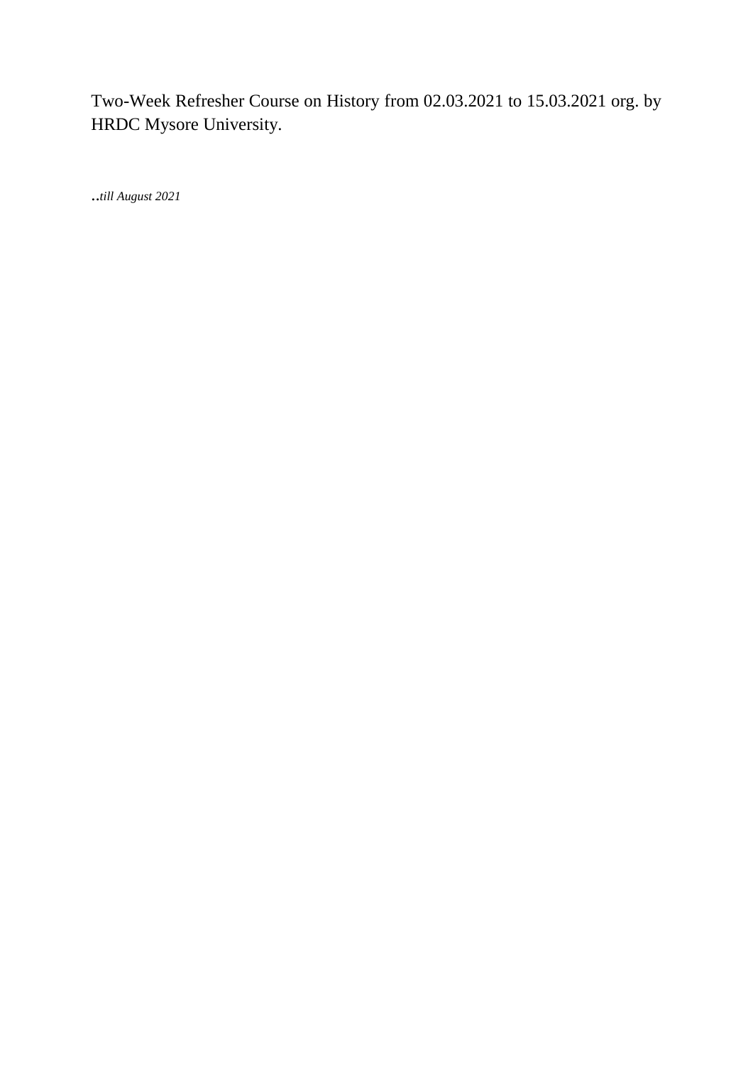Two-Week Refresher Course on History from 02.03.2021 to 15.03.2021 org. by HRDC Mysore University.

..*till August 2021*